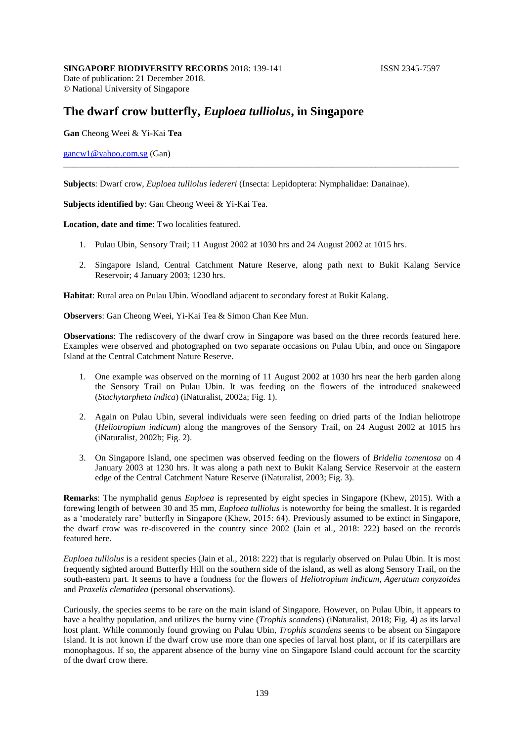**SINGAPORE BIODIVERSITY RECORDS** 2018: 139-141 ISSN 2345-7597

Date of publication: 21 December 2018.

© National University of Singapore

# The dwarf crow butterfly, *Euploea tulliolus*, in Singapore

**Gan** Cheong Weei & Yi-Kai **Tea**

gancw1@yahoo.com.sg (Gan)

---

**Subjects**: Dwarf crow, *Euploea tulliolus ledereri* (Insecta: Lepidoptera: Nymphalidae: Danainae).

**Subjects identified by**: Gan Cheong Weei & Yi-Kai Tea.

**Location, date and time**: Two localities featured.

1. Pulau Ubin, Sensory Trail; 11 August 2002 at 1030 hrs and 24 August 2002 at 1015 hrs.
2. Singapore Island, Central Catchment Nature Reserve, along path next to Bukit Kalang Service Reservoir; 4 January 2003; 1230 hrs.

**Habitat**: Rural area on Pulau Ubin. Woodland adjacent to secondary forest at Bukit Kalang.

**Observers**: Gan Cheong Weei, Yi-Kai Tea & Simon Chan Kee Mun.

**Observations**: The rediscovery of the dwarf crow in Singapore was based on the three records featured here. Examples were observed and photographed on two separate occasions on Pulau Ubin, and once on Singapore Island at the Central Catchment Nature Reserve.

1. One example was observed on the morning of 11 August 2002 at 1030 hrs near the herb garden along the Sensory Trail on Pulau Ubin. It was feeding on the flowers of the introduced snakeweed (*Stachytarpheta indica*) (iNaturalist, 2002a; Fig. 1).
2. Again on Pulau Ubin, several individuals were seen feeding on dried parts of the Indian heliotrope (*Heliotropium indicum*) along the mangroves of the Sensory Trail, on 24 August 2002 at 1015 hrs (iNaturalist, 2002b; Fig. 2).
3. On Singapore Island, one specimen was observed feeding on the flowers of *Bridelia tomentosa* on 4 January 2003 at 1230 hrs. It was along a path next to Bukit Kalang Service Reservoir at the eastern edge of the Central Catchment Nature Reserve (iNaturalist, 2003; Fig. 3).

**Remarks**: The nymphalid genus *Euploea* is represented by eight species in Singapore (Khew, 2015). With a forewing length of between 30 and 35 mm, *Euploea tulliolus* is noteworthy for being the smallest. It is regarded as a 'moderately rare' butterfly in Singapore (Khew, 2015: 64). Previously assumed to be extinct in Singapore, the dwarf crow was re-discovered in the country since 2002 (Jain et al., 2018: 222) based on the records featured here.

*Euploea tulliolus* is a resident species (Jain et al., 2018: 222) that is regularly observed on Pulau Ubin. It is most frequently sighted around Butterfly Hill on the southern side of the island, as well as along Sensory Trail, on the south-eastern part. It seems to have a fondness for the flowers of *Heliotropium indicum*, *Ageratum conyzoides* and *Praxelis clematidea* (personal observations).

Curiously, the species seems to be rare on the main island of Singapore. However, on Pulau Ubin, it appears to have a healthy population, and utilizes the burny vine (*Trophis scandens*) (iNaturalist, 2018; Fig. 4) as its larval host plant. While commonly found growing on Pulau Ubin, *Trophis scandens* seems to be absent on Singapore Island. It is not known if the dwarf crow use more than one species of larval host plant, or if its caterpillars are monophagous. If so, the apparent absence of the burny vine on Singapore Island could account for the scarcity of the dwarf crow there.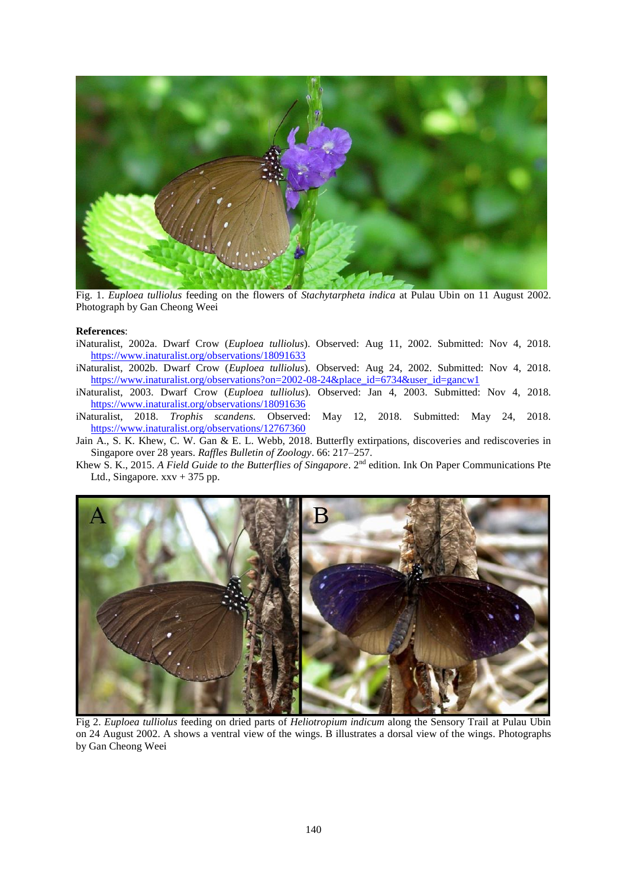Fig. 1. *Euploea tulliolus* feeding on the flowers of *Stachytarpheta indica* at Pulau Ubin on 11 August 2002. Photograph by Gan Cheong Weei

**References**:

iNaturalist, 2002a. Dwarf Crow (*Euploea tulliolus*). Observed: Aug 11, 2002. Submitted: Nov 4, 2018. https://www.inaturalist.org/observations/18091633

iNaturalist, 2002b. Dwarf Crow (*Euploea tulliolus*). Observed: Aug 24, 2002. Submitted: Nov 4, 2018. https://www.inaturalist.org/observations?on=2002-08-24&place_id=6734&user_id=gancw1

iNaturalist, 2003. Dwarf Crow (*Euploea tulliolus*). Observed: Jan 4, 2003. Submitted: Nov 4, 2018. https://www.inaturalist.org/observations/18091636

iNaturalist, 2018. *Trophis scandens*. Observed: May 12, 2018. Submitted: May 24, 2018. https://www.inaturalist.org/observations/12767360

Jain A., S. K. Khew, C. W. Gan & E. L. Webb, 2018. Butterfly extirpations, discoveries and rediscoveries in Singapore over 28 years. *Raffles Bulletin of Zoology*. 66: 217–257.

Khew S. K., 2015. *A Field Guide to the Butterflies of Singapore*. 2nd edition. Ink On Paper Communications Pte Ltd., Singapore. xxv + 375 pp.

Fig 2. *Euploea tulliolus* feeding on dried parts of *Heliotropium indicum* along the Sensory Trail at Pulau Ubin on 24 August 2002. A shows a ventral view of the wings. B illustrates a dorsal view of the wings. Photographs by Gan Cheong Weei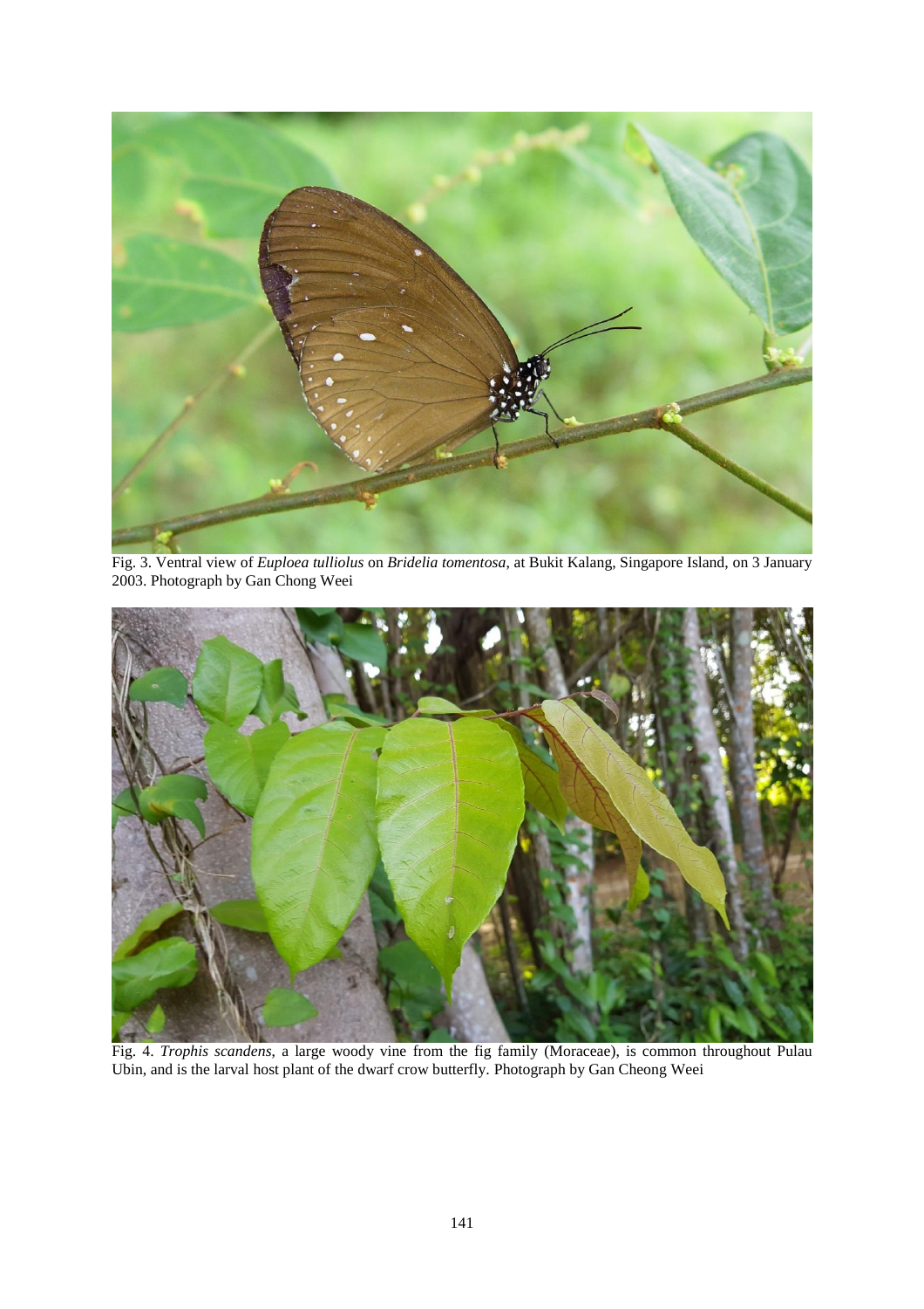Fig. 3. Ventral view of *Euploea tulliolus* on *Bridelia tomentosa*, at Bukit Kalang, Singapore Island, on 3 January 2003. Photograph by Gan Chong Weei

Fig. 4. *Trophis scandens*, a large woody vine from the fig family (Moraceae), is common throughout Pulau Ubin, and is the larval host plant of the dwarf crow butterfly. Photograph by Gan Cheong Weei